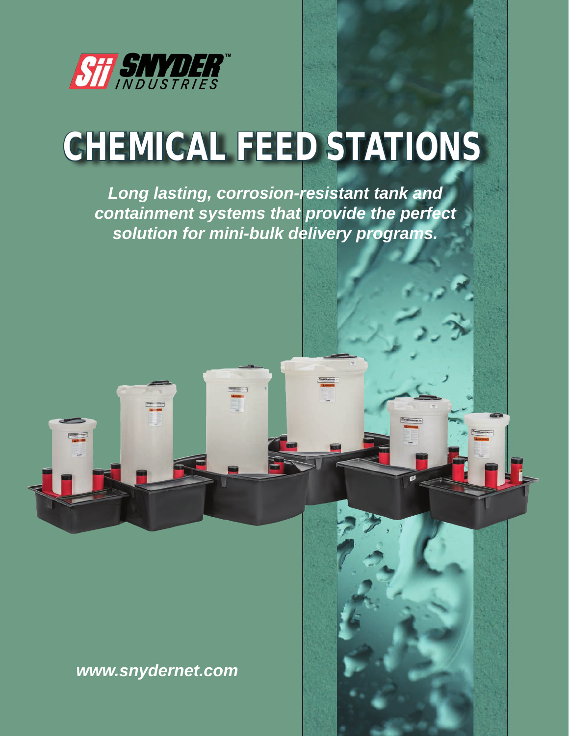Sii SNYDER™ INDUSTRIES

# CHEMICAL FEED STATIONS

***Long lasting, corrosion-resistant tank and containment systems that provide the perfect solution for mini-bulk delivery programs.***

***www.snydernet.com***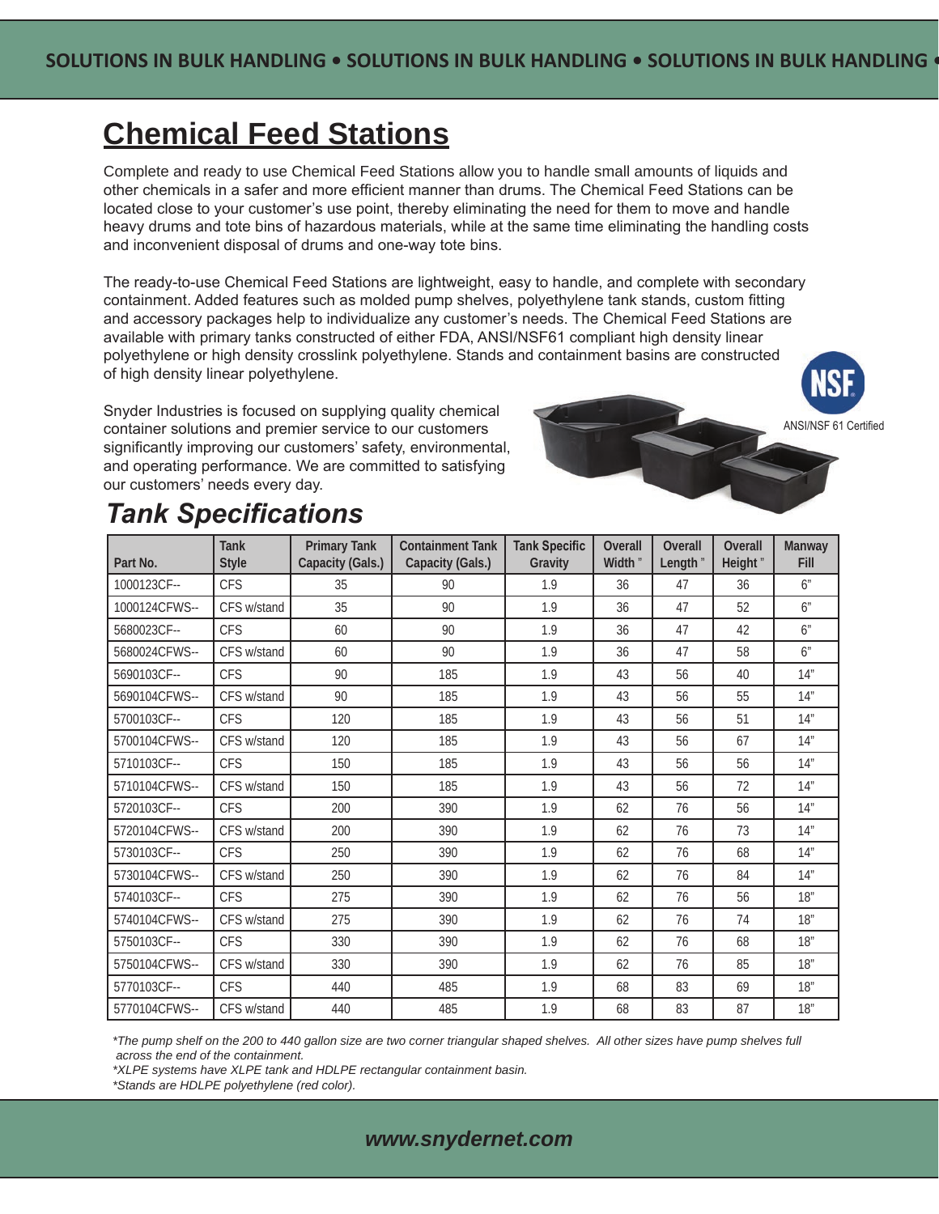# Chemical Feed Stations

Complete and ready to use Chemical Feed Stations allow you to handle small amounts of liquids and other chemicals in a safer and more efficient manner than drums. The Chemical Feed Stations can be located close to your customer's use point, thereby eliminating the need for them to move and handle heavy drums and tote bins of hazardous materials, while at the same time eliminating the handling costs and inconvenient disposal of drums and one-way tote bins.

The ready-to-use Chemical Feed Stations are lightweight, easy to handle, and complete with secondary containment. Added features such as molded pump shelves, polyethylene tank stands, custom fitting and accessory packages help to individualize any customer's needs. The Chemical Feed Stations are available with primary tanks constructed of either FDA, ANSI/NSF61 compliant high density linear polyethylene or high density crosslink polyethylene. Stands and containment basins are constructed of high density linear polyethylene.

Snyder Industries is focused on supplying quality chemical container solutions and premier service to our customers significantly improving our customers' safety, environmental, and operating performance. We are committed to satisfying our customers' needs every day.

ANSI/NSF 61 Certified

## *Tank Specifications*

| Part No. | Tank Style | Primary Tank Capacity (Gals.) | Containment Tank Capacity (Gals.) | Tank Specific Gravity | Overall Width " | Overall Length " | Overall Height " | Manway Fill |
|---|---|---|---|---|---|---|---|---|
| 1000123CF-- | CFS | 35 | 90 | 1.9 | 36 | 47 | 36 | 6" |
| 1000124CFWS-- | CFS w/stand | 35 | 90 | 1.9 | 36 | 47 | 52 | 6" |
| 5680023CF-- | CFS | 60 | 90 | 1.9 | 36 | 47 | 42 | 6" |
| 5680024CFWS-- | CFS w/stand | 60 | 90 | 1.9 | 36 | 47 | 58 | 6" |
| 5690103CF-- | CFS | 90 | 185 | 1.9 | 43 | 56 | 40 | 14" |
| 5690104CFWS-- | CFS w/stand | 90 | 185 | 1.9 | 43 | 56 | 55 | 14" |
| 5700103CF-- | CFS | 120 | 185 | 1.9 | 43 | 56 | 51 | 14" |
| 5700104CFWS-- | CFS w/stand | 120 | 185 | 1.9 | 43 | 56 | 67 | 14" |
| 5710103CF-- | CFS | 150 | 185 | 1.9 | 43 | 56 | 56 | 14" |
| 5710104CFWS-- | CFS w/stand | 150 | 185 | 1.9 | 43 | 56 | 72 | 14" |
| 5720103CF-- | CFS | 200 | 390 | 1.9 | 62 | 76 | 56 | 14" |
| 5720104CFWS-- | CFS w/stand | 200 | 390 | 1.9 | 62 | 76 | 73 | 14" |
| 5730103CF-- | CFS | 250 | 390 | 1.9 | 62 | 76 | 68 | 14" |
| 5730104CFWS-- | CFS w/stand | 250 | 390 | 1.9 | 62 | 76 | 84 | 14" |
| 5740103CF-- | CFS | 275 | 390 | 1.9 | 62 | 76 | 56 | 18" |
| 5740104CFWS-- | CFS w/stand | 275 | 390 | 1.9 | 62 | 76 | 74 | 18" |
| 5750103CF-- | CFS | 330 | 390 | 1.9 | 62 | 76 | 68 | 18" |
| 5750104CFWS-- | CFS w/stand | 330 | 390 | 1.9 | 62 | 76 | 85 | 18" |
| 5770103CF-- | CFS | 440 | 485 | 1.9 | 68 | 83 | 69 | 18" |
| 5770104CFWS-- | CFS w/stand | 440 | 485 | 1.9 | 68 | 83 | 87 | 18" |

*\*The pump shelf on the 200 to 440 gallon size are two corner triangular shaped shelves. All other sizes have pump shelves full across the end of the containment.*

*\*XLPE systems have XLPE tank and HDLPE rectangular containment basin.*

*\*Stands are HDLPE polyethylene (red color).*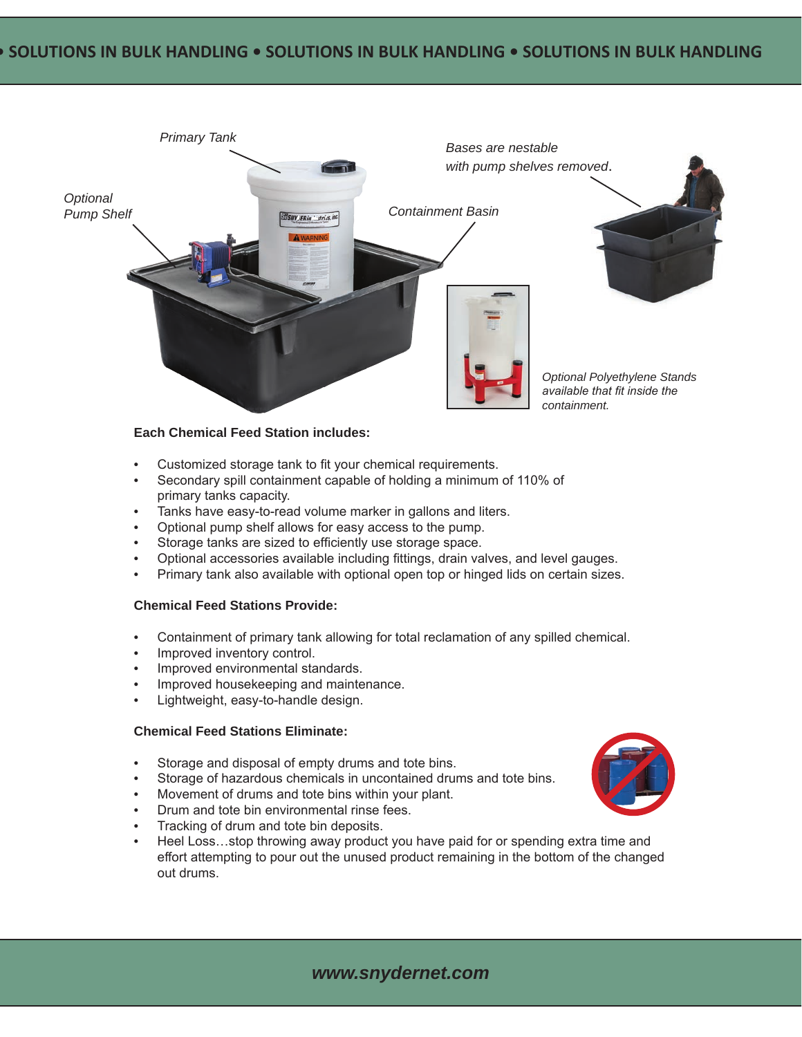Primary Tank

Optional Pump Shelf

Containment Basin

*Bases are nestable with pump shelves removed.*

*Optional Polyethylene Stands available that fit inside the containment.*

**Each Chemical Feed Station includes:**

- Customized storage tank to fit your chemical requirements.
- Secondary spill containment capable of holding a minimum of 110% of primary tanks capacity.
- Tanks have easy-to-read volume marker in gallons and liters.
- Optional pump shelf allows for easy access to the pump.
- Storage tanks are sized to efficiently use storage space.
- Optional accessories available including fittings, drain valves, and level gauges.
- Primary tank also available with optional open top or hinged lids on certain sizes.

**Chemical Feed Stations Provide:**

- Containment of primary tank allowing for total reclamation of any spilled chemical.
- Improved inventory control.
- Improved environmental standards.
- Improved housekeeping and maintenance.
- Lightweight, easy-to-handle design.

**Chemical Feed Stations Eliminate:**

- Storage and disposal of empty drums and tote bins.
- Storage of hazardous chemicals in uncontained drums and tote bins.
- Movement of drums and tote bins within your plant.
- Drum and tote bin environmental rinse fees.
- Tracking of drum and tote bin deposits.
- Heel Loss…stop throwing away product you have paid for or spending extra time and effort attempting to pour out the unused product remaining in the bottom of the changed out drums.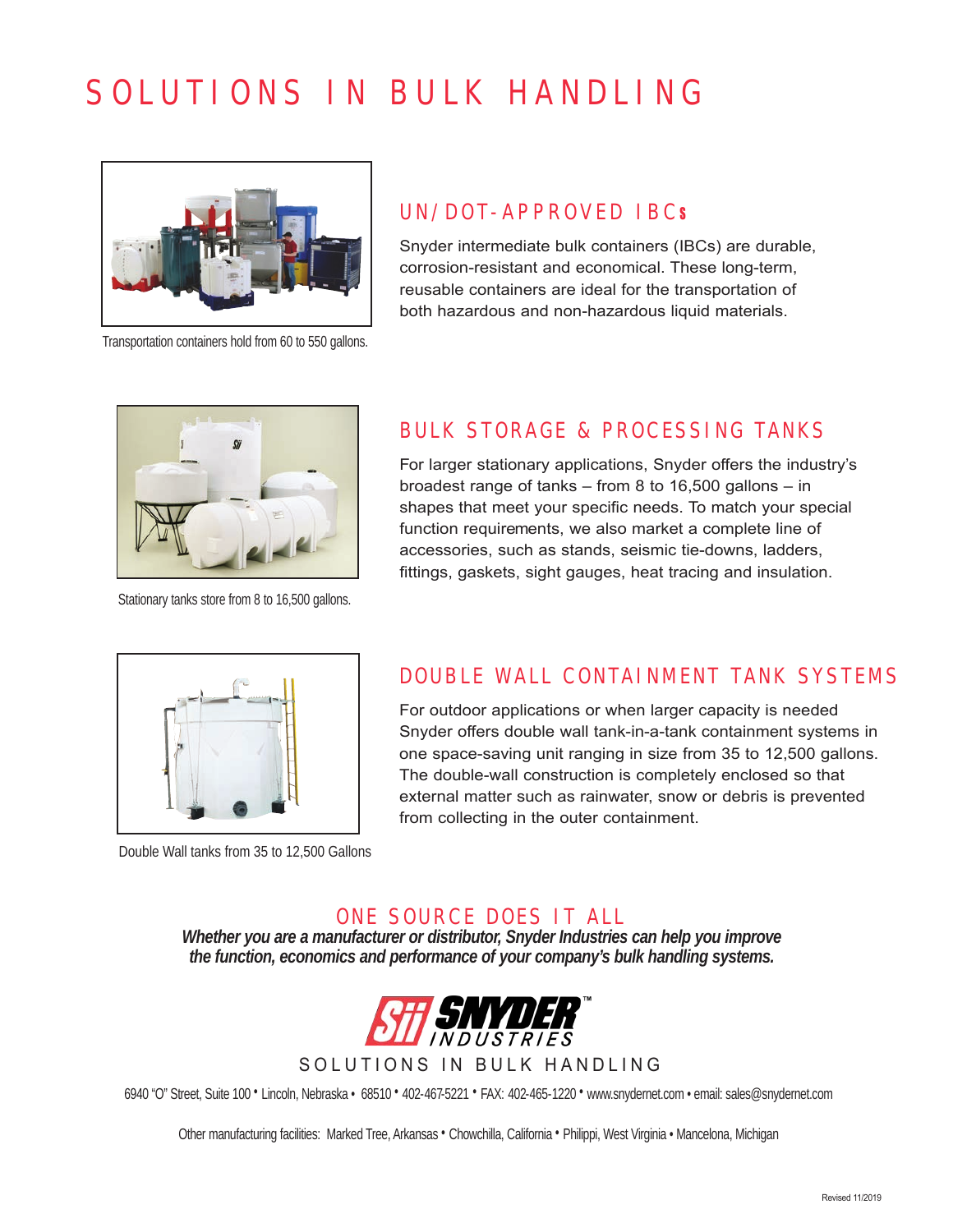# SOLUTIONS IN BULK HANDLING

Transportation containers hold from 60 to 550 gallons.

## UN/DOT-APPROVED IBCs

Snyder intermediate bulk containers (IBCs) are durable, corrosion-resistant and economical. These long-term, reusable containers are ideal for the transportation of both hazardous and non-hazardous liquid materials.

Stationary tanks store from 8 to 16,500 gallons.

## BULK STORAGE & PROCESSING TANKS

For larger stationary applications, Snyder offers the industry's broadest range of tanks – from 8 to 16,500 gallons – in shapes that meet your specific needs. To match your special function requirements, we also market a complete line of accessories, such as stands, seismic tie-downs, ladders, fittings, gaskets, sight gauges, heat tracing and insulation.

Double Wall tanks from 35 to 12,500 Gallons

## DOUBLE WALL CONTAINMENT TANK SYSTEMS

For outdoor applications or when larger capacity is needed Snyder offers double wall tank-in-a-tank containment systems in one space-saving unit ranging in size from 35 to 12,500 gallons. The double-wall construction is completely enclosed so that external matter such as rainwater, snow or debris is prevented from collecting in the outer containment.

## ONE SOURCE DOES IT ALL

***Whether you are a manufacturer or distributor, Snyder Industries can help you improve the function, economics and performance of your company's bulk handling systems.***

Sii SNYDER™ INDUSTRIES

SOLUTIONS IN BULK HANDLING

6940 "O" Street, Suite 100 • Lincoln, Nebraska • 68510 • 402-467-5221 • FAX: 402-465-1220 • www.snydernet.com • email: sales@snydernet.com

Other manufacturing facilities: Marked Tree, Arkansas • Chowchilla, California • Philippi, West Virginia • Mancelona, Michigan

Revised 11/2019